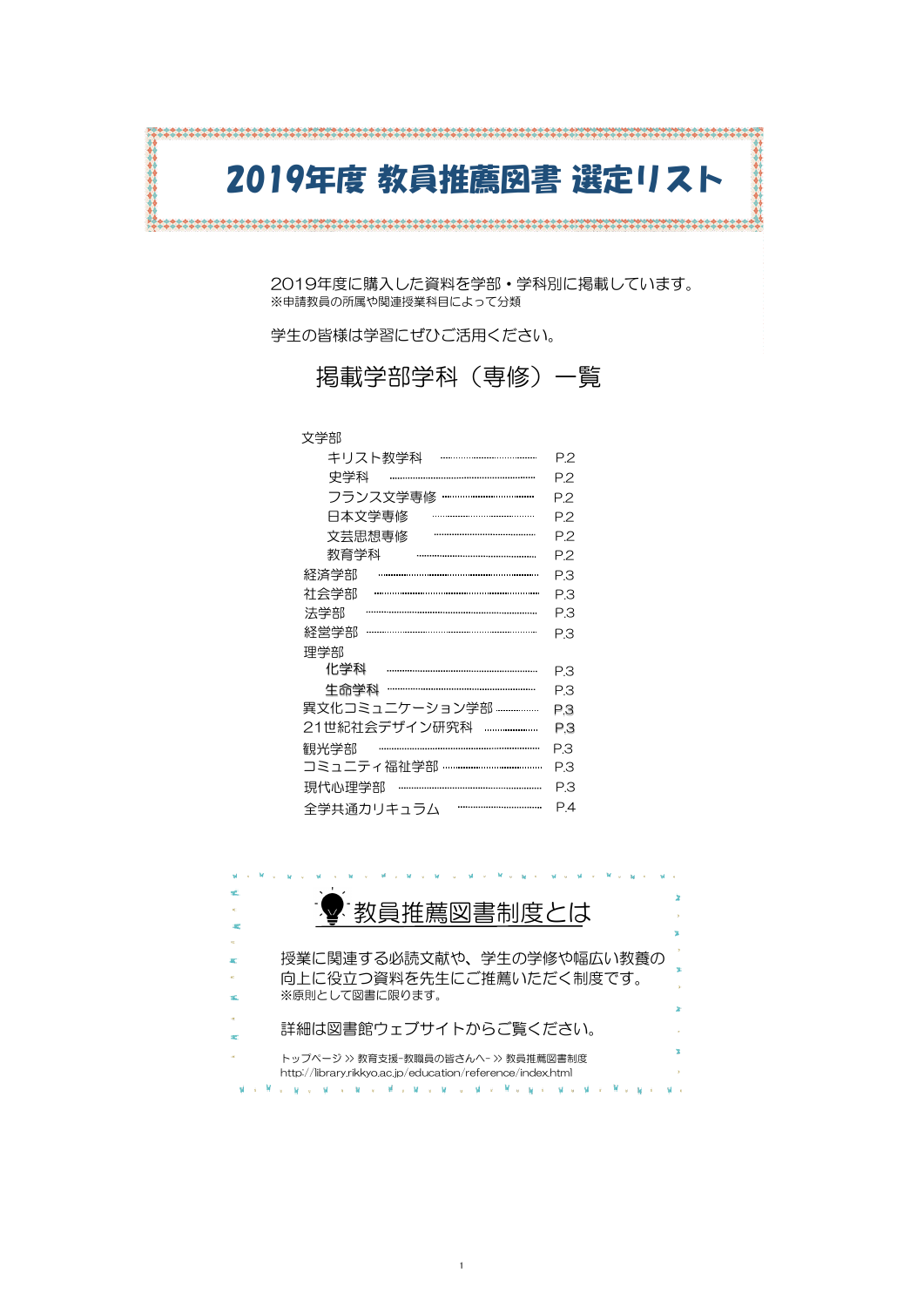# 2019年度 教員推薦図書 選定リスト

2019年度に購入した資料を学部・学科別に掲載しています。
※申請教員の所属や関連授業科目によって分類

学生の皆様は学習にぜひご活用ください。

## 掲載学部学科（専修）一覧

- 文学部
  - キリスト教学科 …… P.2
  - 史学科 …… P.2
  - フランス文学専修 …… P.2
  - 日本文学専修 …… P.2
  - 文芸思想専修 …… P.2
  - 教育学科 …… P.2
- 経済学部 …… P.3
- 社会学部 …… P.3
- 法学部 …… P.3
- 経営学部 …… P.3
- 理学部
  - 化学科 …… P.3
  - 生命学科 …… P.3
- 異文化コミュニケーション学部 …… P.3
- 21世紀社会デザイン研究科 …… P.3
- 観光学部 …… P.3
- コミュニティ福祉学部 …… P.3
- 現代心理学部 …… P.3
- 全学共通カリキュラム …… P.4

## 教員推薦図書制度とは

授業に関連する必読文献や、学生の学修や幅広い教養の向上に役立つ資料を先生にご推薦いただく制度です。
※原則として図書に限ります。

詳細は図書館ウェブサイトからご覧ください。

トップページ >> 教育支援-教職員の皆さんへ- >> 教員推薦図書制度
http://library.rikkyo.ac.jp/education/reference/index.html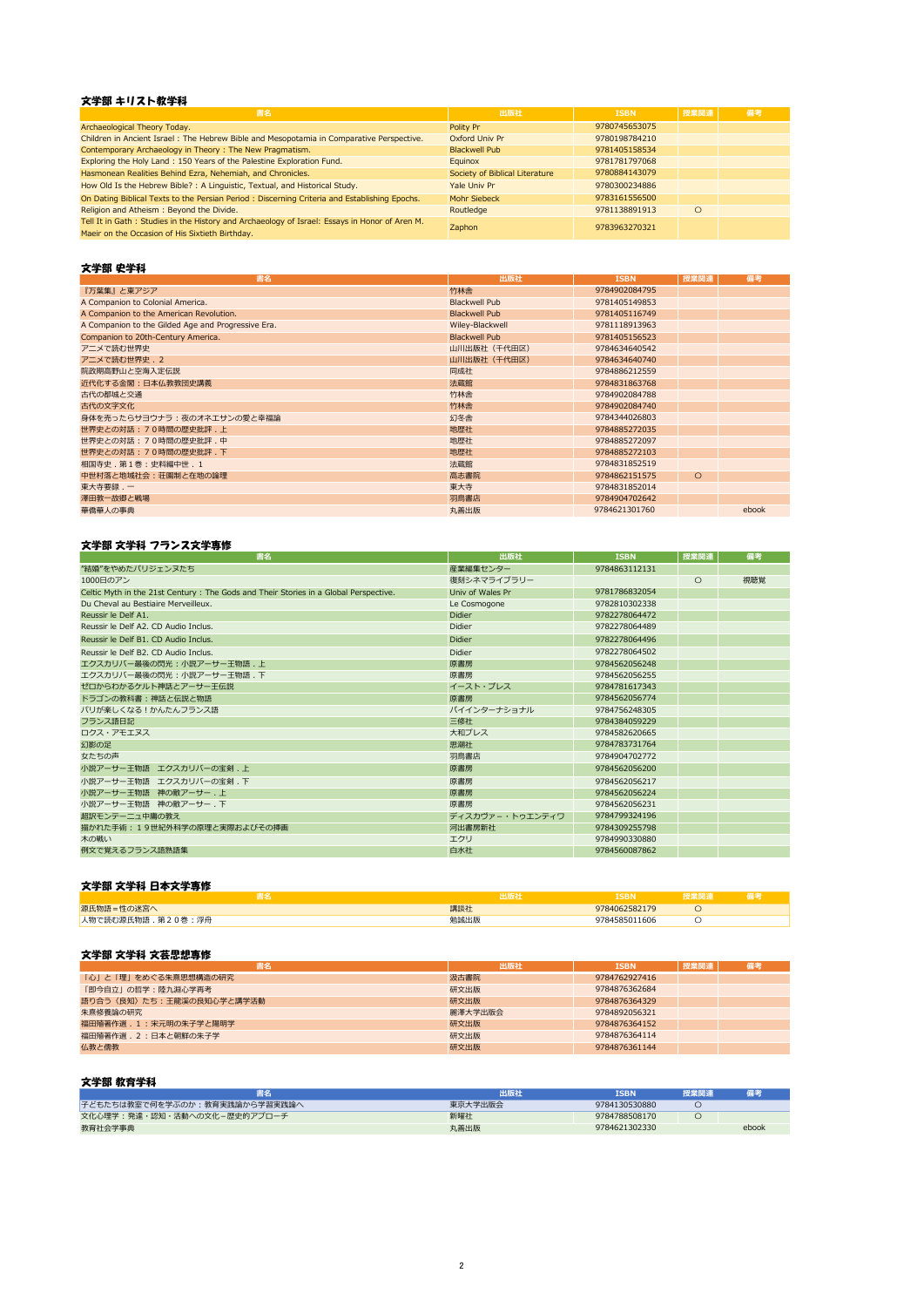### 文学部 キリスト教学科

| 書名 | 出版社 | ISBN | 授業関連 | 備考 |
|---|---|---|---|---|
| Archaeological Theory Today. | Polity Pr | 9780745653075 | | |
| Children in Ancient Israel : The Hebrew Bible and Mesopotamia in Comparative Perspective. | Oxford Univ Pr | 9780198784210 | | |
| Contemporary Archaeology in Theory : The New Pragmatism. | Blackwell Pub | 9781405158534 | | |
| Exploring the Holy Land : 150 Years of the Palestine Exploration Fund. | Equinox | 9781781797068 | | |
| Hasmonean Realities Behind Ezra, Nehemiah, and Chronicles. | Society of Biblical Literature | 9780884143079 | | |
| How Old Is the Hebrew Bible? : A Linguistic, Textual, and Historical Study. | Yale Univ Pr | 9780300234886 | | |
| On Dating Biblical Texts to the Persian Period : Discerning Criteria and Establishing Epochs. | Mohr Siebeck | 9783161556500 | | |
| Religion and Atheism : Beyond the Divide. | Routledge | 9781138891913 | ○ | |
| Tell It in Gath : Studies in the History and Archaeology of Israel: Essays in Honor of Aren M. Maeir on the Occasion of His Sixtieth Birthday. | Zaphon | 9783963270321 | | |

### 文学部 史学科

| 書名 | 出版社 | ISBN | 授業関連 | 備考 |
|---|---|---|---|---|
| 『万葉集』と東アジア | 竹林舎 | 9784902084795 | | |
| A Companion to Colonial America. | Blackwell Pub | 9781405149853 | | |
| A Companion to the American Revolution. | Blackwell Pub | 9781405116749 | | |
| A Companion to the Gilded Age and Progressive Era. | Wiley-Blackwell | 9781118913963 | | |
| Companion to 20th-Century America. | Blackwell Pub | 9781405156523 | | |
| アニメで読む世界史 | 山川出版社（千代田区） | 9784634640542 | | |
| アニメで読む世界史．2 | 山川出版社（千代田区） | 9784634640740 | | |
| 院政期高野山と空海入定伝説 | 同成社 | 9784886212559 | | |
| 近代化する金閣：日本仏教教団史講義 | 法藏館 | 9784831863768 | | |
| 古代の都城と交通 | 竹林舎 | 9784902084788 | | |
| 古代の文字文化 | 竹林舎 | 9784902084740 | | |
| 身体を売ったらサヨウナラ：夜のオネエサンの愛と幸福論 | 幻冬舎 | 9784344026803 | | |
| 世界史との対話：７０時間の歴史批評．上 | 地歴社 | 9784885272035 | | |
| 世界史との対話：７０時間の歴史批評．中 | 地歴社 | 9784885272097 | | |
| 世界史との対話：７０時間の歴史批評．下 | 地歴社 | 9784885272103 | | |
| 相国寺史．第１巻：史料編中世．１ | 法藏館 | 9784831852519 | | |
| 中世村落と地域社会：荘園制と在地の論理 | 高志書院 | 9784862151575 | ○ | |
| 東大寺要録．一 | 東大寺 | 9784831852014 | | |
| 澤田教一故郷と戦場 | 羽鳥書店 | 9784904702642 | | |
| 華僑華人の事典 | 丸善出版 | 9784621301760 | | ebook |

### 文学部 文学科 フランス文学専修

| 書名 | 出版社 | ISBN | 授業関連 | 備考 |
|---|---|---|---|---|
| "結婚"をやめたパリジェンヌたち | 産業編集センター | 9784863112131 | | |
| 1000日のアン | 復刻シネマライブラリー | | ○ | 視聴覚 |
| Celtic Myth in the 21st Century : The Gods and Their Stories in a Global Perspective. | Univ of Wales Pr | 9781786832054 | | |
| Du Cheval au Bestiaire Merveilleux. | Le Cosmogone | 9782810302338 | | |
| Reussir le Delf A1. | Didier | 9782278064472 | | |
| Reussir le Delf A2. CD Audio Inclus. | Didier | 9782278064489 | | |
| Reussir le Delf B1. CD Audio Inclus. | Didier | 9782278064496 | | |
| Reussir le Delf B2. CD Audio Inclus. | Didier | 9782278064502 | | |
| エクスカリバー最後の閃光：小説アーサー王物語．上 | 原書房 | 9784562056248 | | |
| エクスカリバー最後の閃光：小説アーサー王物語．下 | 原書房 | 9784562056255 | | |
| ゼロからわかるケルト神話とアーサー王伝説 | イースト・プレス | 9784781617343 | | |
| ドラゴンの教科書：神話と伝説と物語 | 原書房 | 9784562056774 | | |
| パリが楽しくなる！かんたんフランス語 | パイインターナショナル | 9784756248305 | | |
| フランス語日記 | 三修社 | 9784384059229 | | |
| ロクス・アモエヌス | 大和プレス | 9784582620665 | | |
| 幻影の足 | 思潮社 | 9784783731764 | | |
| 女たちの声 | 羽鳥書店 | 9784904702772 | | |
| 小説アーサー王物語　エクスカリバーの宝剣．上 | 原書房 | 9784562056200 | | |
| 小説アーサー王物語　エクスカリバーの宝剣．下 | 原書房 | 9784562056217 | | |
| 小説アーサー王物語　神の敵アーサー．上 | 原書房 | 9784562056224 | | |
| 小説アーサー王物語　神の敵アーサー．下 | 原書房 | 9784562056231 | | |
| 超訳モンテーニュ中庸の教え | ディスカヴァー・トゥエンティワ | 9784799324196 | | |
| 描かれた手術：１９世紀外科学の原理と実際およびその挿画 | 河出書房新社 | 9784309255798 | | |
| 木の戦い | エクリ | 9784990330880 | | |
| 例文で覚えるフランス語熟語集 | 白水社 | 9784560087862 | | |

### 文学部 文学科 日本文学専修

| 書名 | 出版社 | ISBN | 授業関連 | 備考 |
|---|---|---|---|---|
| 源氏物語＝性の迷宮へ | 講談社 | 9784062582179 | ○ | |
| 人物で読む源氏物語．第２０巻：浮舟 | 勉誠出版 | 9784585011606 | ○ | |

### 文学部 文学科 文芸思想専修

| 書名 | 出版社 | ISBN | 授業関連 | 備考 |
|---|---|---|---|---|
| 「心」と「理」をめぐる朱熹思想構造の研究 | 汲古書院 | 9784762927416 | | |
| 「即今自立」の哲学：陸九淵心学再考 | 研文出版 | 9784876362684 | | |
| 語り合う〈良知〉たち：王龍渓の良知心学と講学活動 | 研文出版 | 9784876364329 | | |
| 朱熹修養論の研究 | 麗澤大学出版会 | 9784892056321 | | |
| 福田殖著作選．１：宋元明の朱子学と陽明学 | 研文出版 | 9784876364152 | | |
| 福田殖著作選．２：日本と朝鮮の朱子学 | 研文出版 | 9784876364114 | | |
| 仏教と儒教 | 研文出版 | 9784876361144 | | |

### 文学部 教育学科

| 書名 | 出版社 | ISBN | 授業関連 | 備考 |
|---|---|---|---|---|
| 子どもたちは教室で何を学ぶのか：教育実践論から学習実践論へ | 東京大学出版会 | 9784130530880 | ○ | |
| 文化心理学：発達・認知・活動への文化－歴史的アプローチ | 新曜社 | 9784788508170 | ○ | |
| 教育社会学事典 | 丸善出版 | 9784621302330 | | ebook |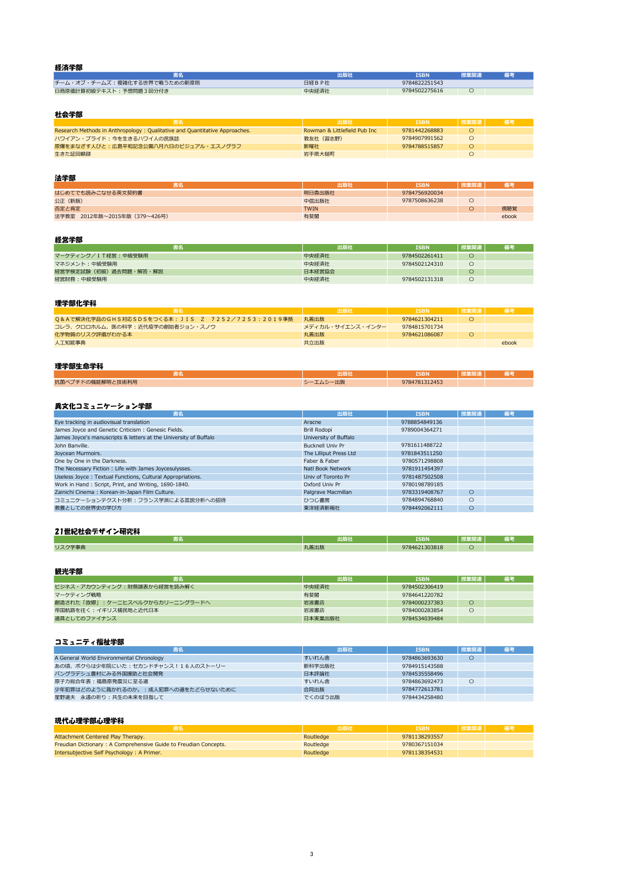## 経済学部

| 書名 | 出版社 | ISBN | 授業関連 | 備考 |
|---|---|---|---|---|
| チーム・オブ・チームズ：複雑化する世界で戦うための新原則 | 日経ＢＰ社 | 9784822251543 | | |
| 日商原価計算初級テキスト：予想問題３回分付き | 中央経済社 | 9784502275616 | ○ | |

## 社会学部

| 書名 | 出版社 | ISBN | 授業関連 | 備考 |
|---|---|---|---|---|
| Research Methods in Anthropology : Qualitative and Quantitative Approaches. | Rowman & Littlefield Pub Inc | 9781442268883 | ○ | |
| ハワイアン・プライド：今を生きるハワイ人の民族誌 | 教友社（習志野） | 9784907991562 | ○ | |
| 原爆をまなざす人びと：広島平和記念公園八月六日のビジュアル・エスノグラフ | 新曜社 | 9784788515857 | ○ | |
| 生きた証回顧録 | 岩手県大槌町 | | ○ | |

## 法学部

| 書名 | 出版社 | ISBN | 授業関連 | 備考 |
|---|---|---|---|---|
| はじめてでも読みこなせる英文契約書 | 明日香出版社 | 9784756920034 | | |
| 公正（新版） | 中信出版社 | 9787508636238 | ○ | |
| 否定と肯定 | TWIN | | ○ | 視聴覚 |
| 法学教室　2012年版～2015年版（379～426号） | 有斐閣 | | | ebook |

## 経営学部

| 書名 | 出版社 | ISBN | 授業関連 | 備考 |
|---|---|---|---|---|
| マーケティング／ＩＴ経営：中級受験用 | 中央経済社 | 9784502261411 | ○ | |
| マネジメント：中級受験用 | 中央経済社 | 9784502124310 | ○ | |
| 経営学検定試験（初級）過去問題・解答・解説 | 日本経営協会 | | ○ | |
| 経営財務：中級受験用 | 中央経済社 | 9784502131318 | ○ | |

## 理学部化学科

| 書名 | 出版社 | ISBN | 授業関連 | 備考 |
|---|---|---|---|---|
| Ｑ＆Ａで解決化学品のＧＨＳ対応ＳＤＳをつくる本：ＪＩＳ　Ｚ　７２５２／７２５３：２０１９準拠 | 丸善出版 | 9784621304211 | ○ | |
| コレラ、クロロホルム、医の科学：近代疫学の創始者ジョン・スノウ | メディカル・サイエンス・インター | 9784815701734 | | |
| 化学物質のリスク評価がわかる本 | 丸善出版 | 9784621086087 | ○ | |
| 人工知能事典 | 共立出版 | | | ebook |

## 理学部生命学科

| 書名 | 出版社 | ISBN | 授業関連 | 備考 |
|---|---|---|---|---|
| 抗菌ペプチドの機能解明と技術利用 | シーエムシー出版 | 9784781312453 | | |

## 異文化コミュニケーション学部

| 書名 | 出版社 | ISBN | 授業関連 | 備考 |
|---|---|---|---|---|
| Eye tracking in audiovisual translation | Aracne | 9788854849136 | | |
| James Joyce and Genetic Criticism : Genesic Fields. | Brill Rodopi | 9789004364271 | | |
| James Joyce's manuscripts & letters at the University of Buffalo | University of Buffalo | | | |
| John Banville. | Bucknell Univ Pr | 9781611488722 | | |
| Joycean Murmoirs. | The Lilliput Press Ltd | 9781843511250 | | |
| One by One in the Darkness. | Faber & Faber | 9780571298808 | | |
| The Necessary Fiction : Life with James Joycesulysses. | Natl Book Network | 9781911454397 | | |
| Useless Joyce : Textual Functions, Cultural Appropriations. | Univ of Toronto Pr | 9781487502508 | | |
| Work in Hand : Script, Print, and Writing, 1690-1840. | Oxford Univ Pr | 9780198789185 | | |
| Zainichi Cinema : Korean-in-Japan Film Culture. | Palgrave Macmillan | 9783319408767 | ○ | |
| コミュニケーションテクスト分析：フランス学派による言説分析への招待 | ひつじ書房 | 9784894768840 | ○ | |
| 教養としての世界史の学び方 | 東洋経済新報社 | 9784492062111 | ○ | |

## 21世紀社会デザイン研究科

| 書名 | 出版社 | ISBN | 授業関連 | 備考 |
|---|---|---|---|---|
| リスク学事典 | 丸善出版 | 9784621303818 | ○ | |

## 観光学部

| 書名 | 出版社 | ISBN | 授業関連 | 備考 |
|---|---|---|---|---|
| ビジネス・アカウンティング：財務諸表から経営を読み解く | 中央経済社 | 9784502306419 | | |
| マーケティング戦略 | 有斐閣 | 9784641220782 | | |
| 創造された「故郷」：ケーニヒスベルクからカリーニングラードへ | 岩波書店 | 9784000237383 | ○ | |
| 帝国航路を往く：イギリス植民地と近代日本 | 岩波書店 | 9784000283854 | ○ | |
| 道具としてのファイナンス | 日本実業出版社 | 9784534039484 | | |

## コミュニティ福祉学部

| 書名 | 出版社 | ISBN | 授業関連 | 備考 |
|---|---|---|---|---|
| A General World Environmental Chronology | すいれん舎 | 9784863693630 | ○ | |
| あの頃、ボクらは少年院にいた：セカンドチャンス！１６人のストーリー | 新科学出版社 | 9784915143588 | | |
| バングラデシュ農村にみる外国援助と社会開発 | 日本評論社 | 9784535558496 | | |
| 原子力総合年表：福島原発震災に至る道 | すいれん舎 | 9784863692473 | ○ | |
| 少年犯罪はどのように裁かれるのか。：成人犯罪への道をたどらせないために | 合同出版 | 9784772613781 | | |
| 星野道夫　永遠の祈り：共生の未来を目指して | でくのぼう出版 | 9784434258480 | | |

## 現代心理学部心理学科

| 書名 | 出版社 | ISBN | 授業関連 | 備考 |
|---|---|---|---|---|
| Attachment Centered Play Therapy. | Routledge | 9781138293557 | | |
| Freudian Dictionary : A Comprehensive Guide to Freudian Concepts. | Routledge | 9780367151034 | | |
| Intersubjective Self Psychology : A Primer. | Routledge | 9781138354531 | | |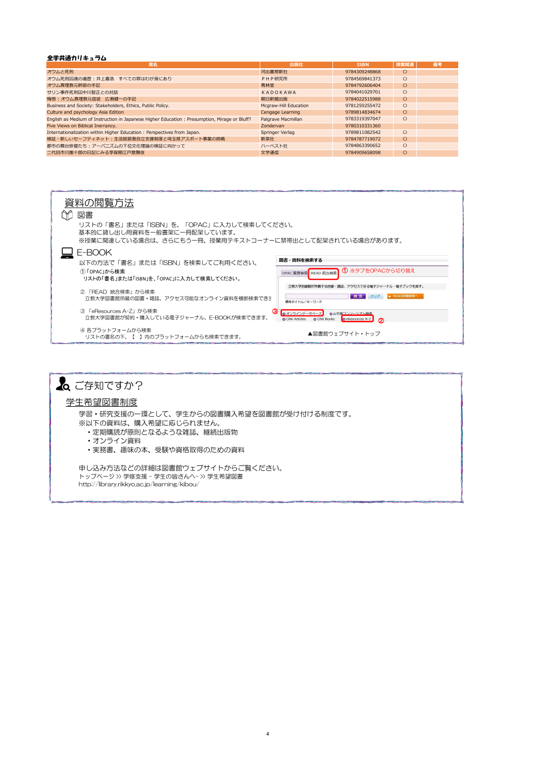**全学共通カリキュラム**

| 書名 | 出版社 | ISBN | 授業関連 | 備考 |
|---|---|---|---|---|
| オウムと死刑 | 河出書房新社 | 9784309248868 | ○ | |
| オウム死刑囚魂の遍歴：井上嘉浩　すべての罪はわが身にあり | ＰＨＰ研究所 | 9784569841373 | ○ | |
| オウム真理教元幹部の手記 | 青林堂 | 9784792606404 | ○ | |
| サリン事件死刑囚中川智正との対話 | ＫＡＤＯＫＡＷＡ | 9784041029701 | ○ | |
| 悔悟：オウム真理教元信徒　広瀬健一の手記 | 朝日新聞出版 | 9784022515988 | ○ | |
| Business and Society: Stakeholders, Ethics, Public Policy. | Mcgraw-Hill Education | 9781259255472 | ○ | |
| Culture and psychology Asia Edition | Cengage Learning | 9789814834674 | ○ | |
| English as Medium of Instruction in Japanese Higher Education : Presumption, Mirage or Bluff? | Palgrave Macmillan | 9783319397047 | ○ | |
| Five Views on Biblical Inerrancy. | Zondervan | 9780310331360 | | |
| Internationalization within Higher Education : Perspectives from Japan. | Springer Verlag | 9789811082542 | ○ | |
| 検証・新しいセーフティネット：生活困窮者自立支援制度と埼玉県アスポート事業の挑戦 | 新泉社 | 9784787719072 | ○ | |
| 都市の舞台俳優たち：アーバニズムの下位文化理論の検証に向かって | ハーベスト社 | 9784863390652 | ○ | |
| 二代目市川團十郎の日記にみる享保期江戸歌舞伎 | 文学通信 | 9784909658098 | ○ | |

## 資料の閲覧方法

### 図書

リストの「書名」または「ISBN」を、「OPAC」に入力して検索してください。
基本的に貸し出し用資料を一般書架に一冊配架しています。
※授業に関連している場合は、さらにもう一冊、授業用テキストコーナーに禁帯出として配架されている場合があります。

### E-BOOK

以下の方法で「書名」または「ISBN」を検索してご利用ください。

①「OPAC」から検索
リストの「書名」または「ISBN」を、「OPAC」に入力して検索してください。

②「READ 統合検索」から検索
立教大学図書館所蔵の図書・雑誌、アクセス可能なオンライン資料を横断検索できます。

③「eResources A-Z」から検索
立教大学図書館が契約・購入している電子ジャーナル、E-BOOKが検索できます。

④ 各プラットフォームから検索
リストの書名の下、【　】内のプラットフォームからも検索できます。

図書・資料を検索する
OPAC 蔵書検索　READ 統合検索　① ※タブをOPACから切り替え
立教大学図書館が所蔵する図書・雑誌、アクセスできる電子ジャーナル・電子ブックを探す。
資料タイトル／キーワード　検索　クリア　READ詳細検索へ
③ オンラインデータベース　山手線コンソーシアム検索
CiNii Articles　CiNii Books　eResources A-Z ②

▲図書館ウェブサイト・トップ

## ご存知ですか？

### 学生希望図書制度

学習・研究支援の一環として、学生からの図書購入希望を図書館が受け付ける制度です。
※以下の資料は、購入希望に応じられません。

- 定期購読が原則となるような雑誌、継続出版物
- オンライン資料
- 実務書、趣味の本、受験や資格取得のための資料

申し込み方法などの詳細は図書館ウェブサイトからご覧ください。
トップページ ≫ 学修支援 - 学生の皆さんへ- ≫ 学生希望図書
http://library.rikkyo.ac.jp/learning/kibou/